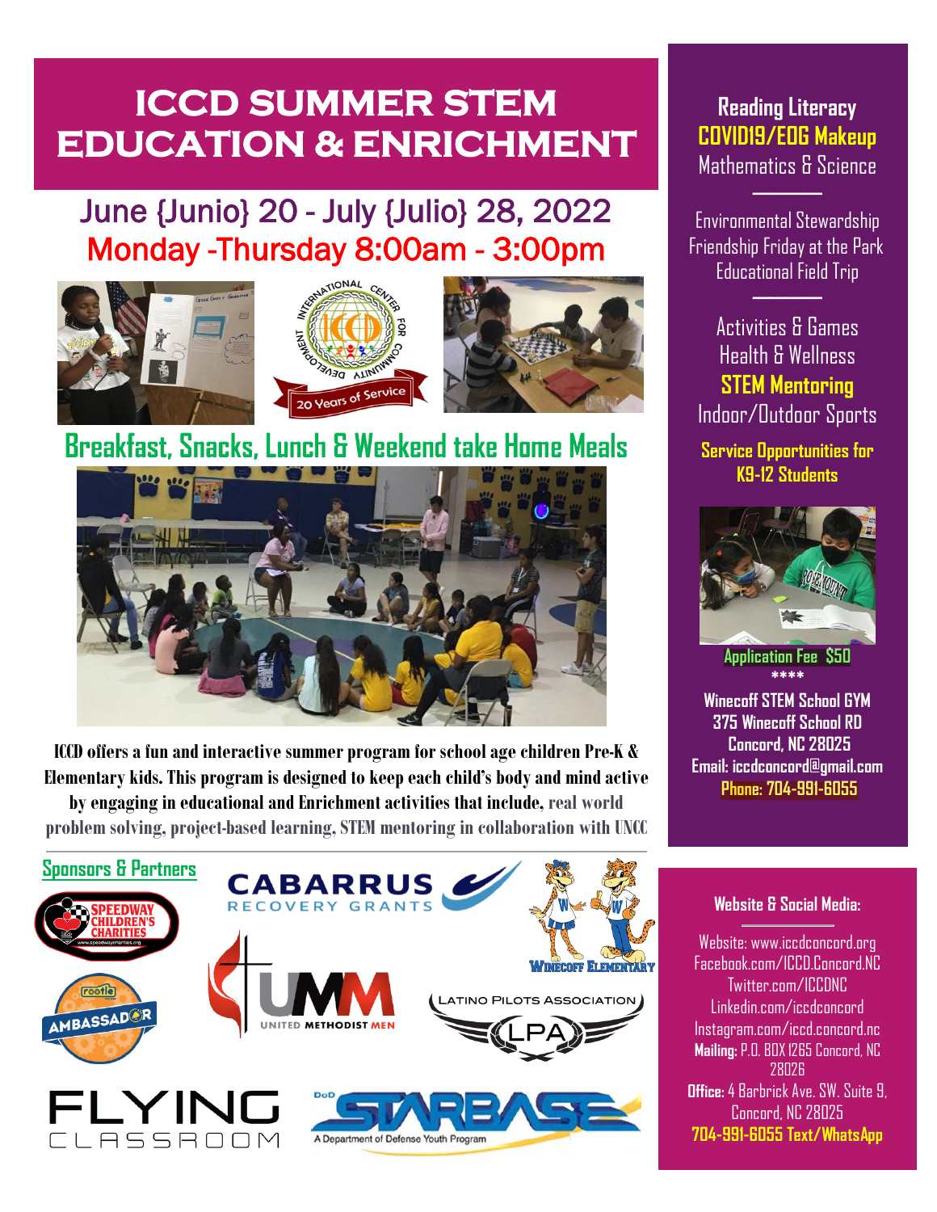# ICCD SUMMER STEM EDUCATION & ENRICHMENT

## June {Junio} 20 - July {Julio} 28, 2022
## Monday -Thursday 8:00am - 3:00pm

## Breakfast, Snacks, Lunch & Weekend take Home Meals

**ICCD offers a fun and interactive summer program for school age children Pre-K & Elementary kids. This program is designed to keep each child's body and mind active by engaging in educational and Enrichment activities that include, real world problem solving, project-based learning, STEM mentoring in collaboration with UNCC**

### Sponsors & Partners

- Speedway Children's Charities
- Cabarrus Recovery Grants
- Winecoff Elementary
- Rootle Ambassador
- UMM United Methodist Men
- Latino Pilots Association (LPA)
- Flying Classroom
- DoD STARBASE – A Department of Defense Youth Program

---

**Reading Literacy**
**COVID19/EOG Makeup**
Mathematics & Science

Environmental Stewardship
Friendship Friday at the Park
Educational Field Trip

Activities & Games
Health & Wellness
**STEM Mentoring**
Indoor/Outdoor Sports

**Service Opportunities for K9-12 Students**

**Application Fee $50**

****

**Winecoff STEM School GYM**
**375 Winecoff School RD**
**Concord, NC 28025**
**Email: iccdconcord@gmail.com**
**Phone: 704-991-6055**

---

### Website & Social Media:

Website: www.iccdconcord.org
Facebook.com/ICCD.Concord.NC
Twitter.com/ICCDNC
Linkedin.com/iccdconcord
Instagram.com/iccd.concord.nc
**Mailing:** P.O. BOX 1265 Concord, NC 28026
**Office:** 4 Barbrick Ave. SW. Suite 9, Concord, NC 28025
**704-991-6055 Text/WhatsApp**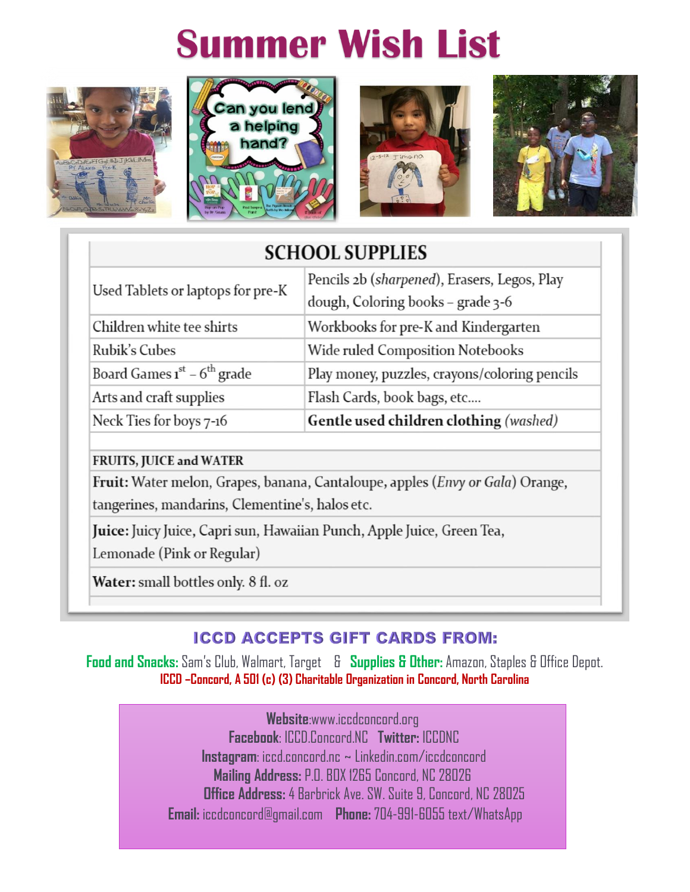# Summer Wish List

| SCHOOL SUPPLIES | |
|---|---|
| Used Tablets or laptops for pre-K | Pencils 2b (*sharpened*), Erasers, Legos, Play dough, Coloring books – grade 3-6 |
| Children white tee shirts | Workbooks for pre-K and Kindergarten |
| Rubik's Cubes | Wide ruled Composition Notebooks |
| Board Games 1st – 6th grade | Play money, puzzles, crayons/coloring pencils |
| Arts and craft supplies | Flash Cards, book bags, etc.... |
| Neck Ties for boys 7-16 | **Gentle used children clothing** (*washed*) |

**FRUITS, JUICE and WATER**

**Fruit:** Water melon, Grapes, banana, Cantaloupe, apples (*Envy or Gala*) Orange, tangerines, mandarins, Clementine's, halos etc.

**Juice:** Juicy Juice, Capri sun, Hawaiian Punch, Apple Juice, Green Tea, Lemonade (Pink or Regular)

**Water:** small bottles only. 8 fl. oz

## ICCD ACCEPTS GIFT CARDS FROM:

**Food and Snacks:** Sam's Club, Walmart, Target & **Supplies & Other:** Amazon, Staples & Office Depot.

**ICCD –Concord, A 501 (c) (3) Charitable Organization in Concord, North Carolina**

**Website**:www.iccdconcord.org
**Facebook**: ICCD.Concord.NC **Twitter:** ICCDNC
**Instagram**: iccd.concord.nc ~ Linkedin.com/iccdconcord
**Mailing Address:** P.O. BOX 1265 Concord, NC 28026
**Office Address:** 4 Barbrick Ave. SW. Suite 9, Concord, NC 28025
**Email:** iccdconcord@gmail.com **Phone:** 704-991-6055 text/WhatsApp